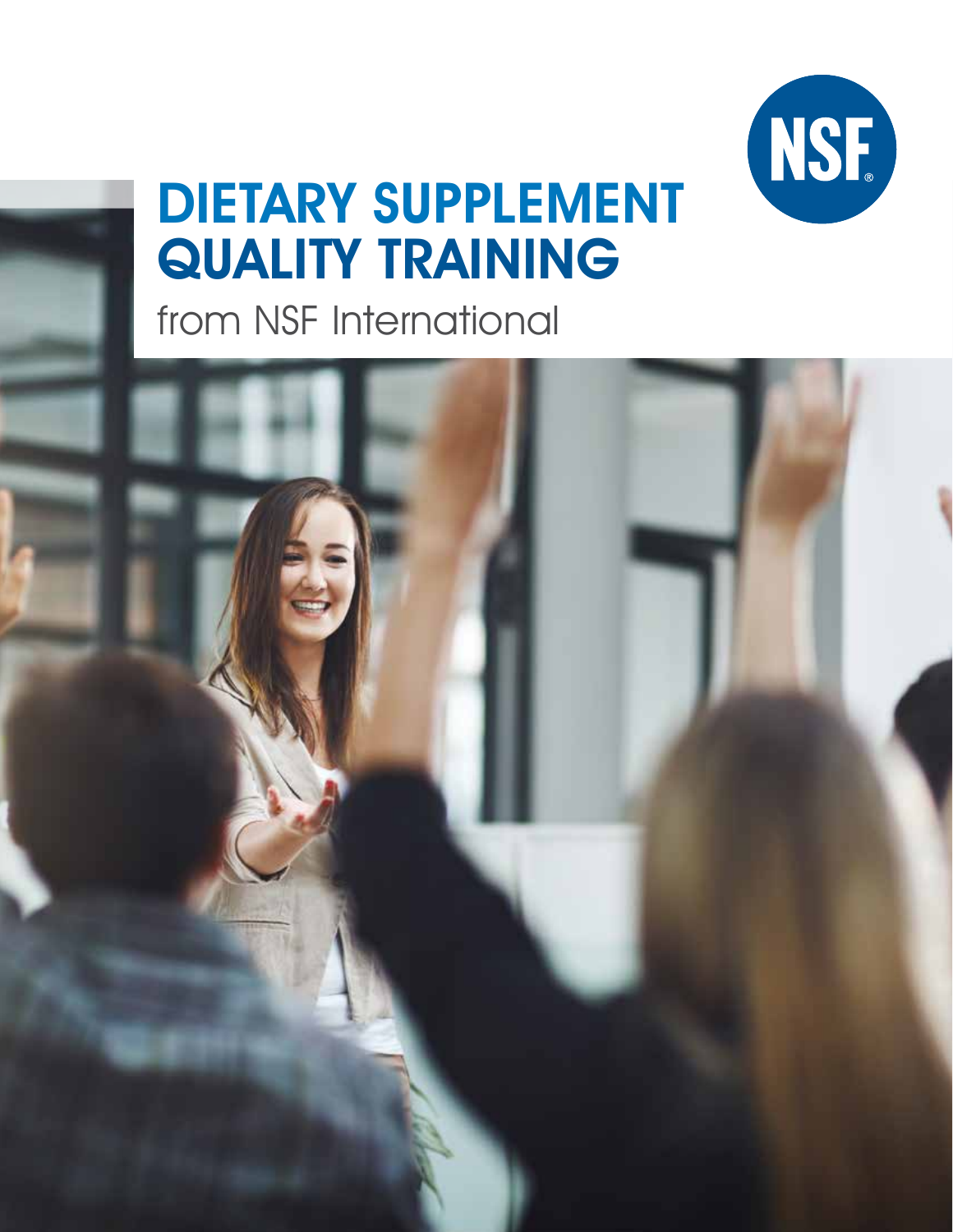# DIETARY SUPPLEMENT QUALITY TRAINING

from NSF International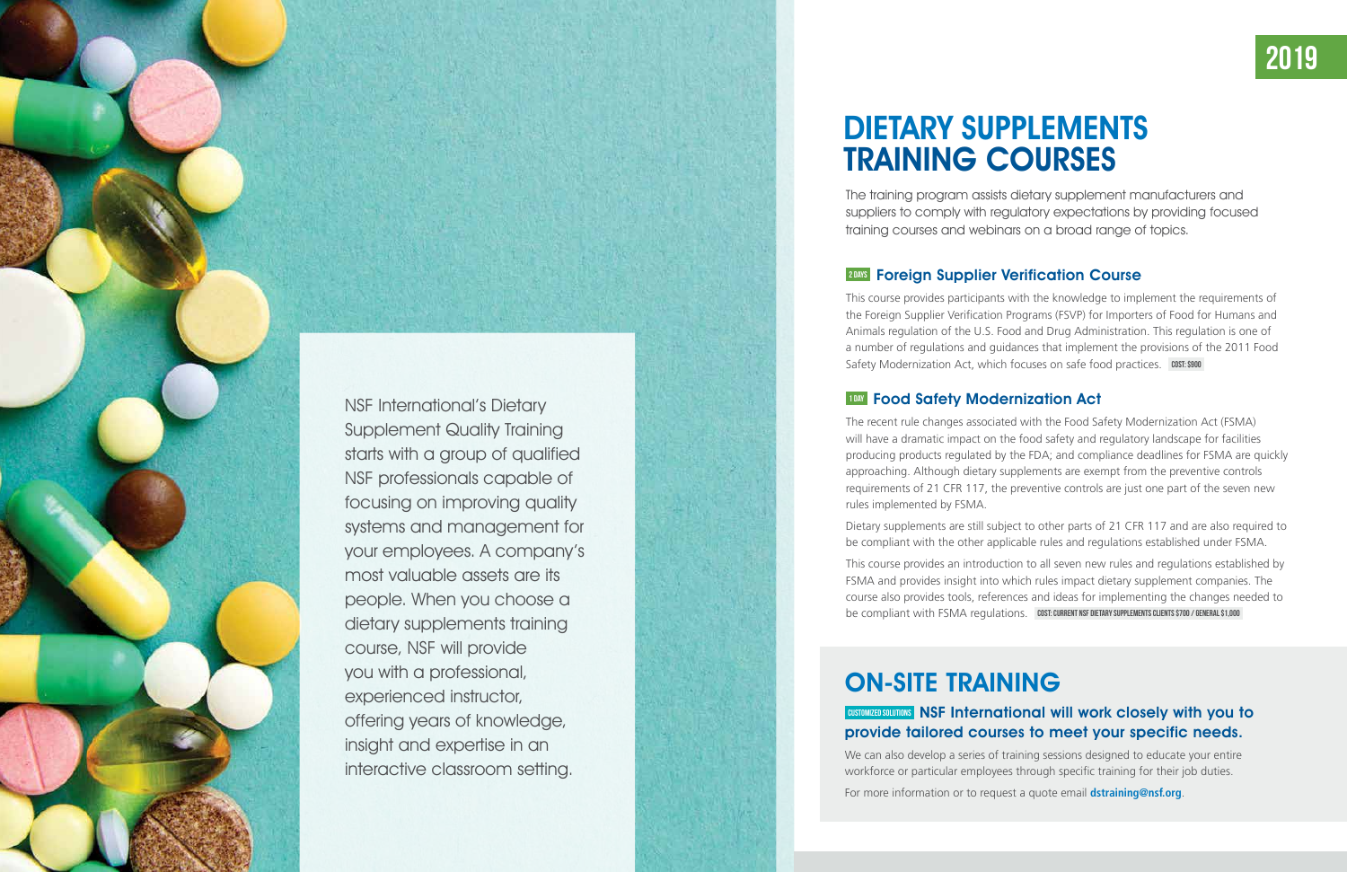NSF International's Dietary Supplement Quality Training starts with a group of qualified NSF professionals capable of focusing on improving quality systems and management for your employees. A company's most valuable assets are its people. When you choose a dietary supplements training course, NSF will provide you with a professional, experienced instructor, offering years of knowledge, insight and expertise in an interactive classroom setting.

2019

# DIETARY SUPPLEMENTS TRAINING COURSES

The training program assists dietary supplement manufacturers and suppliers to comply with regulatory expectations by providing focused training courses and webinars on a broad range of topics.

### 2 DAYS Foreign Supplier Verification Course

This course provides participants with the knowledge to implement the requirements of the Foreign Supplier Verification Programs (FSVP) for Importers of Food for Humans and Animals regulation of the U.S. Food and Drug Administration. This regulation is one of a number of regulations and guidances that implement the provisions of the 2011 Food Safety Modernization Act, which focuses on safe food practices. COST: $900

### 1 DAY Food Safety Modernization Act

The recent rule changes associated with the Food Safety Modernization Act (FSMA) will have a dramatic impact on the food safety and regulatory landscape for facilities producing products regulated by the FDA; and compliance deadlines for FSMA are quickly approaching. Although dietary supplements are exempt from the preventive controls requirements of 21 CFR 117, the preventive controls are just one part of the seven new rules implemented by FSMA.

Dietary supplements are still subject to other parts of 21 CFR 117 and are also required to be compliant with the other applicable rules and regulations established under FSMA.

This course provides an introduction to all seven new rules and regulations established by FSMA and provides insight into which rules impact dietary supplement companies. The course also provides tools, references and ideas for implementing the changes needed to be compliant with FSMA regulations. COST: CURRENT NSF DIETARY SUPPLEMENTS CLIENTS $700 / GENERAL $1,000

# ON-SITE TRAINING

### CUSTOMIZED SOLUTIONS NSF International will work closely with you to provide tailored courses to meet your specific needs.

We can also develop a series of training sessions designed to educate your entire workforce or particular employees through specific training for their job duties.

For more information or to request a quote email **dstraining@nsf.org**.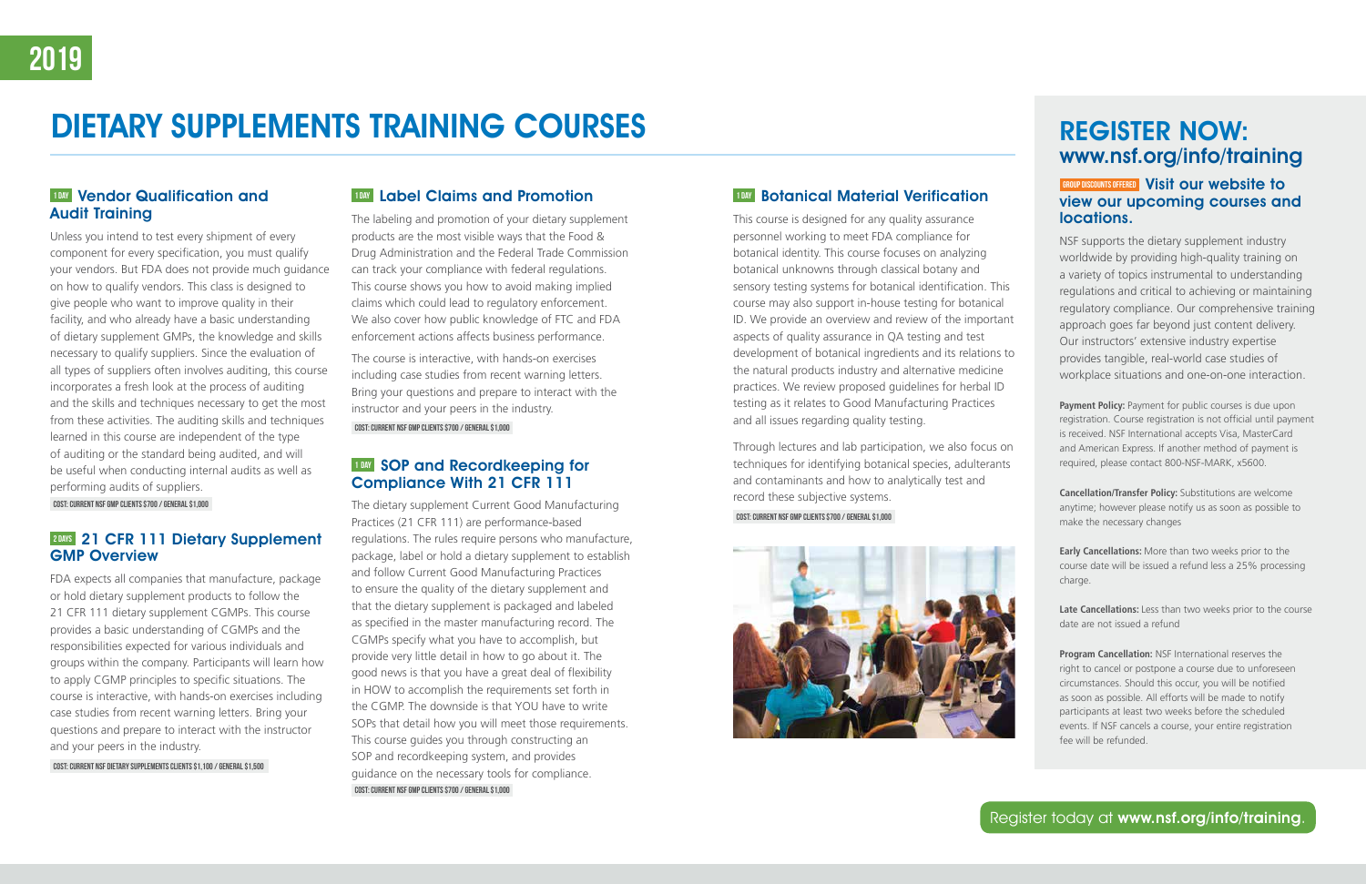2019

# DIETARY SUPPLEMENTS TRAINING COURSES

## 1 DAY Vendor Qualification and Audit Training

Unless you intend to test every shipment of every component for every specification, you must qualify your vendors. But FDA does not provide much guidance on how to qualify vendors. This class is designed to give people who want to improve quality in their facility, and who already have a basic understanding of dietary supplement GMPs, the knowledge and skills necessary to qualify suppliers. Since the evaluation of all types of suppliers often involves auditing, this course incorporates a fresh look at the process of auditing and the skills and techniques necessary to get the most from these activities. The auditing skills and techniques learned in this course are independent of the type of auditing or the standard being audited, and will be useful when conducting internal audits as well as performing audits of suppliers.

COST: CURRENT NSF GMP CLIENTS $700 / GENERAL $1,000

## 2 DAYS 21 CFR 111 Dietary Supplement GMP Overview

FDA expects all companies that manufacture, package or hold dietary supplement products to follow the 21 CFR 111 dietary supplement CGMPs. This course provides a basic understanding of CGMPs and the responsibilities expected for various individuals and groups within the company. Participants will learn how to apply CGMP principles to specific situations. The course is interactive, with hands-on exercises including case studies from recent warning letters. Bring your questions and prepare to interact with the instructor and your peers in the industry.

COST: CURRENT NSF DIETARY SUPPLEMENTS CLIENTS $1,100 / GENERAL $1,500

## 1 DAY Label Claims and Promotion

The labeling and promotion of your dietary supplement products are the most visible ways that the Food & Drug Administration and the Federal Trade Commission can track your compliance with federal regulations. This course shows you how to avoid making implied claims which could lead to regulatory enforcement. We also cover how public knowledge of FTC and FDA enforcement actions affects business performance.

The course is interactive, with hands-on exercises including case studies from recent warning letters. Bring your questions and prepare to interact with the instructor and your peers in the industry.

COST: CURRENT NSF GMP CLIENTS $700 / GENERAL $1,000

## 1 DAY SOP and Recordkeeping for Compliance With 21 CFR 111

The dietary supplement Current Good Manufacturing Practices (21 CFR 111) are performance-based regulations. The rules require persons who manufacture, package, label or hold a dietary supplement to establish and follow Current Good Manufacturing Practices to ensure the quality of the dietary supplement and that the dietary supplement is packaged and labeled as specified in the master manufacturing record. The CGMPs specify what you have to accomplish, but provide very little detail in how to go about it. The good news is that you have a great deal of flexibility in HOW to accomplish the requirements set forth in the CGMP. The downside is that YOU have to write SOPs that detail how you will meet those requirements. This course guides you through constructing an SOP and recordkeeping system, and provides guidance on the necessary tools for compliance.

COST: CURRENT NSF GMP CLIENTS $700 / GENERAL $1,000

## 1 DAY Botanical Material Verification

This course is designed for any quality assurance personnel working to meet FDA compliance for botanical identity. This course focuses on analyzing botanical unknowns through classical botany and sensory testing systems for botanical identification. This course may also support in-house testing for botanical ID. We provide an overview and review of the important aspects of quality assurance in QA testing and test development of botanical ingredients and its relations to the natural products industry and alternative medicine practices. We review proposed guidelines for herbal ID testing as it relates to Good Manufacturing Practices and all issues regarding quality testing.

Through lectures and lab participation, we also focus on techniques for identifying botanical species, adulterants and contaminants and how to analytically test and record these subjective systems.

COST: CURRENT NSF GMP CLIENTS $700 / GENERAL $1,000

# REGISTER NOW: www.nsf.org/info/training

### GROUP DISCOUNTS OFFERED Visit our website to view our upcoming courses and locations.

NSF supports the dietary supplement industry worldwide by providing high-quality training on a variety of topics instrumental to understanding regulations and critical to achieving or maintaining regulatory compliance. Our comprehensive training approach goes far beyond just content delivery. Our instructors' extensive industry expertise provides tangible, real-world case studies of workplace situations and one-on-one interaction.

**Payment Policy:** Payment for public courses is due upon registration. Course registration is not official until payment is received. NSF International accepts Visa, MasterCard and American Express. If another method of payment is required, please contact 800-NSF-MARK, x5600.

**Cancellation/Transfer Policy:** Substitutions are welcome anytime; however please notify us as soon as possible to make the necessary changes

**Early Cancellations:** More than two weeks prior to the course date will be issued a refund less a 25% processing charge.

**Late Cancellations:** Less than two weeks prior to the course date are not issued a refund

**Program Cancellation:** NSF International reserves the right to cancel or postpone a course due to unforeseen circumstances. Should this occur, you will be notified as soon as possible. All efforts will be made to notify participants at least two weeks before the scheduled events. If NSF cancels a course, your entire registration fee will be refunded.

Register today at **www.nsf.org/info/training**.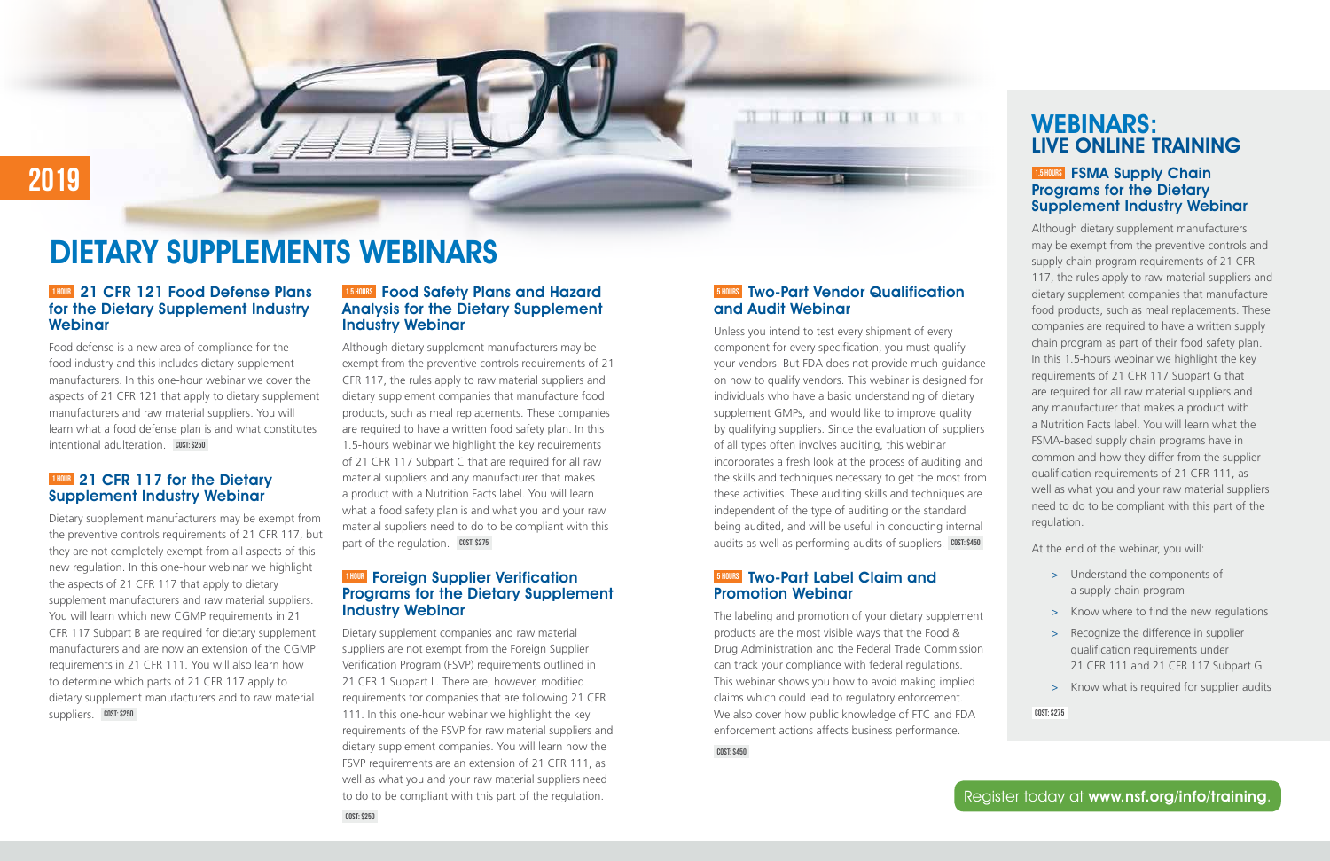2019

# DIETARY SUPPLEMENTS WEBINARS

### 1 HOUR 21 CFR 121 Food Defense Plans for the Dietary Supplement Industry Webinar

Food defense is a new area of compliance for the food industry and this includes dietary supplement manufacturers. In this one-hour webinar we cover the aspects of 21 CFR 121 that apply to dietary supplement manufacturers and raw material suppliers. You will learn what a food defense plan is and what constitutes intentional adulteration. COST: $250

### 1 HOUR 21 CFR 117 for the Dietary Supplement Industry Webinar

Dietary supplement manufacturers may be exempt from the preventive controls requirements of 21 CFR 117, but they are not completely exempt from all aspects of this new regulation. In this one-hour webinar we highlight the aspects of 21 CFR 117 that apply to dietary supplement manufacturers and raw material suppliers. You will learn which new CGMP requirements in 21 CFR 117 Subpart B are required for dietary supplement manufacturers and are now an extension of the CGMP requirements in 21 CFR 111. You will also learn how to determine which parts of 21 CFR 117 apply to dietary supplement manufacturers and to raw material suppliers. COST: $250

### 1.5 HOURS Food Safety Plans and Hazard Analysis for the Dietary Supplement Industry Webinar

Although dietary supplement manufacturers may be exempt from the preventive controls requirements of 21 CFR 117, the rules apply to raw material suppliers and dietary supplement companies that manufacture food products, such as meal replacements. These companies are required to have a written food safety plan. In this 1.5-hours webinar we highlight the key requirements of 21 CFR 117 Subpart C that are required for all raw material suppliers and any manufacturer that makes a product with a Nutrition Facts label. You will learn what a food safety plan is and what you and your raw material suppliers need to do to be compliant with this part of the regulation. COST: $275

### 1 HOUR Foreign Supplier Verification Programs for the Dietary Supplement Industry Webinar

Dietary supplement companies and raw material suppliers are not exempt from the Foreign Supplier Verification Program (FSVP) requirements outlined in 21 CFR 1 Subpart L. There are, however, modified requirements for companies that are following 21 CFR 111. In this one-hour webinar we highlight the key requirements of the FSVP for raw material suppliers and dietary supplement companies. You will learn how the FSVP requirements are an extension of 21 CFR 111, as well as what you and your raw material suppliers need to do to be compliant with this part of the regulation.

COST: $250

### 5 HOURS Two-Part Vendor Qualification and Audit Webinar

Unless you intend to test every shipment of every component for every specification, you must qualify your vendors. But FDA does not provide much guidance on how to qualify vendors. This webinar is designed for individuals who have a basic understanding of dietary supplement GMPs, and would like to improve quality by qualifying suppliers. Since the evaluation of suppliers of all types often involves auditing, this webinar incorporates a fresh look at the process of auditing and the skills and techniques necessary to get the most from these activities. These auditing skills and techniques are independent of the type of auditing or the standard being audited, and will be useful in conducting internal audits as well as performing audits of suppliers. COST: $450

### 5 HOURS Two-Part Label Claim and Promotion Webinar

The labeling and promotion of your dietary supplement products are the most visible ways that the Food & Drug Administration and the Federal Trade Commission can track your compliance with federal regulations. This webinar shows you how to avoid making implied claims which could lead to regulatory enforcement. We also cover how public knowledge of FTC and FDA enforcement actions affects business performance.

COST: $450

## WEBINARS: LIVE ONLINE TRAINING

### 1.5 HOURS FSMA Supply Chain Programs for the Dietary Supplement Industry Webinar

Although dietary supplement manufacturers may be exempt from the preventive controls and supply chain program requirements of 21 CFR 117, the rules apply to raw material suppliers and dietary supplement companies that manufacture food products, such as meal replacements. These companies are required to have a written supply chain program as part of their food safety plan. In this 1.5-hours webinar we highlight the key requirements of 21 CFR 117 Subpart G that are required for all raw material suppliers and any manufacturer that makes a product with a Nutrition Facts label. You will learn what the FSMA-based supply chain programs have in common and how they differ from the supplier qualification requirements of 21 CFR 111, as well as what you and your raw material suppliers need to do to be compliant with this part of the regulation.

At the end of the webinar, you will:

- Understand the components of a supply chain program
- Know where to find the new regulations
- Recognize the difference in supplier qualification requirements under 21 CFR 111 and 21 CFR 117 Subpart G
- Know what is required for supplier audits

COST: $275

Register today at **www.nsf.org/info/training**.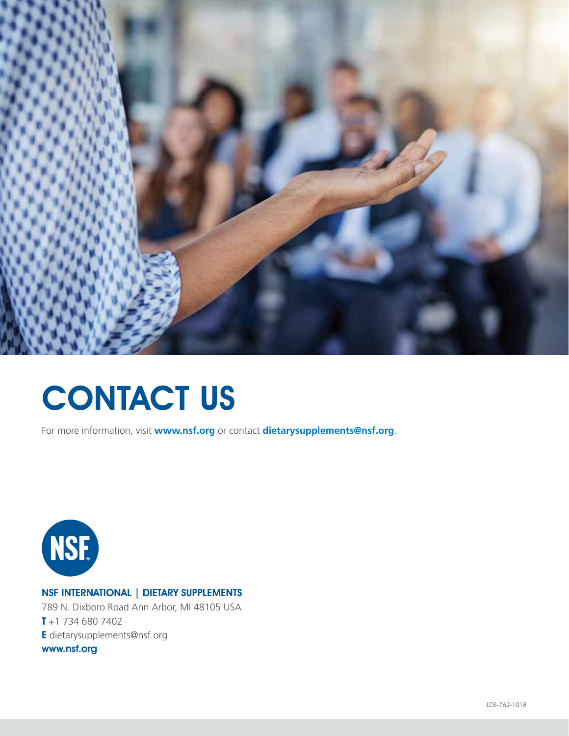# CONTACT US

For more information, visit **www.nsf.org** or contact **dietarysupplements@nsf.org**.

**NSF INTERNATIONAL | DIETARY SUPPLEMENTS**
789 N. Dixboro Road Ann Arbor, MI 48105 USA
**T** +1 734 680 7402
**E** dietarysupplements@nsf.org
**www.nsf.org**

LDS-762-1018